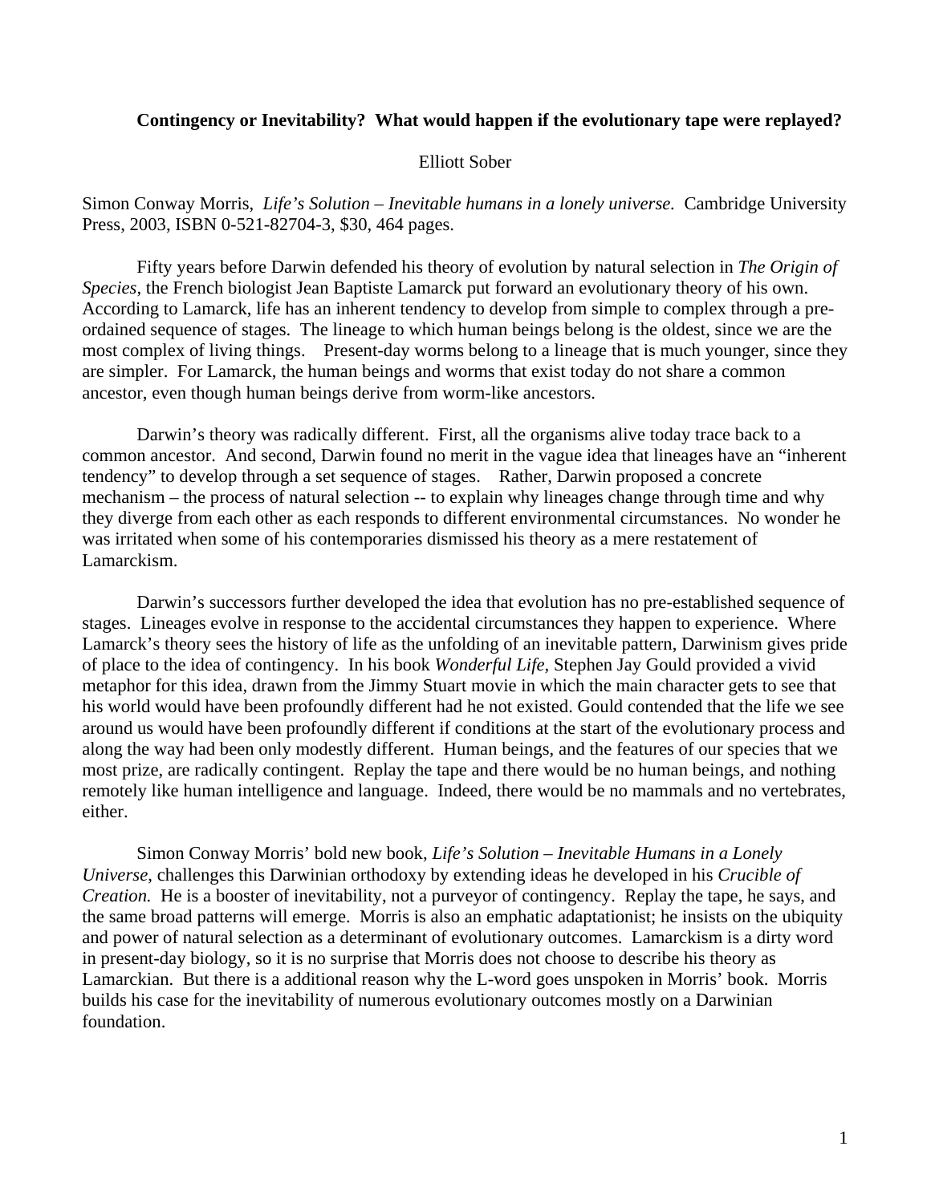**Contingency or Inevitability? What would happen if the evolutionary tape were replayed?**

Elliott Sober

Simon Conway Morris, *Life's Solution – Inevitable humans in a lonely universe.* Cambridge University Press, 2003, ISBN 0-521-82704-3, $30, 464 pages.

Fifty years before Darwin defended his theory of evolution by natural selection in *The Origin of Species*, the French biologist Jean Baptiste Lamarck put forward an evolutionary theory of his own. According to Lamarck, life has an inherent tendency to develop from simple to complex through a pre-ordained sequence of stages. The lineage to which human beings belong is the oldest, since we are the most complex of living things. Present-day worms belong to a lineage that is much younger, since they are simpler. For Lamarck, the human beings and worms that exist today do not share a common ancestor, even though human beings derive from worm-like ancestors.

Darwin's theory was radically different. First, all the organisms alive today trace back to a common ancestor. And second, Darwin found no merit in the vague idea that lineages have an "inherent tendency" to develop through a set sequence of stages. Rather, Darwin proposed a concrete mechanism – the process of natural selection -- to explain why lineages change through time and why they diverge from each other as each responds to different environmental circumstances. No wonder he was irritated when some of his contemporaries dismissed his theory as a mere restatement of Lamarckism.

Darwin's successors further developed the idea that evolution has no pre-established sequence of stages. Lineages evolve in response to the accidental circumstances they happen to experience. Where Lamarck's theory sees the history of life as the unfolding of an inevitable pattern, Darwinism gives pride of place to the idea of contingency. In his book *Wonderful Life*, Stephen Jay Gould provided a vivid metaphor for this idea, drawn from the Jimmy Stuart movie in which the main character gets to see that his world would have been profoundly different had he not existed. Gould contended that the life we see around us would have been profoundly different if conditions at the start of the evolutionary process and along the way had been only modestly different. Human beings, and the features of our species that we most prize, are radically contingent. Replay the tape and there would be no human beings, and nothing remotely like human intelligence and language. Indeed, there would be no mammals and no vertebrates, either.

Simon Conway Morris' bold new book, *Life's Solution – Inevitable Humans in a Lonely Universe*, challenges this Darwinian orthodoxy by extending ideas he developed in his *Crucible of Creation.* He is a booster of inevitability, not a purveyor of contingency. Replay the tape, he says, and the same broad patterns will emerge. Morris is also an emphatic adaptationist; he insists on the ubiquity and power of natural selection as a determinant of evolutionary outcomes. Lamarckism is a dirty word in present-day biology, so it is no surprise that Morris does not choose to describe his theory as Lamarckian. But there is a additional reason why the L-word goes unspoken in Morris' book. Morris builds his case for the inevitability of numerous evolutionary outcomes mostly on a Darwinian foundation.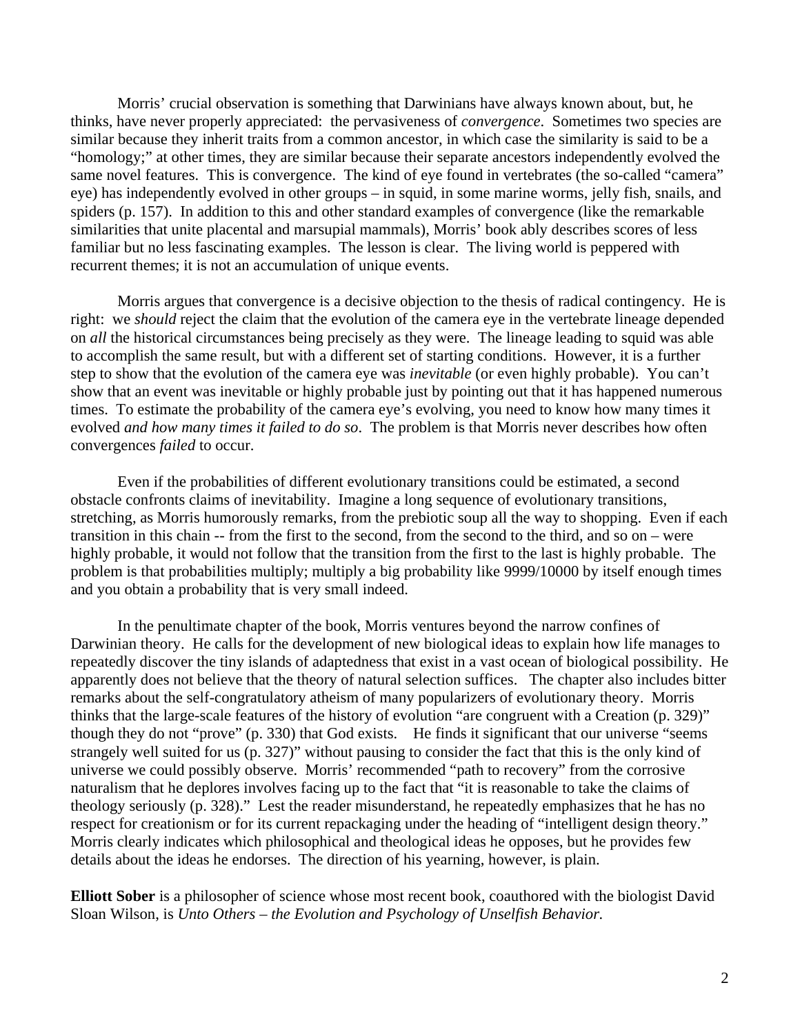Morris' crucial observation is something that Darwinians have always known about, but, he thinks, have never properly appreciated: the pervasiveness of *convergence*. Sometimes two species are similar because they inherit traits from a common ancestor, in which case the similarity is said to be a "homology;" at other times, they are similar because their separate ancestors independently evolved the same novel features. This is convergence. The kind of eye found in vertebrates (the so-called "camera" eye) has independently evolved in other groups – in squid, in some marine worms, jelly fish, snails, and spiders (p. 157). In addition to this and other standard examples of convergence (like the remarkable similarities that unite placental and marsupial mammals), Morris' book ably describes scores of less familiar but no less fascinating examples. The lesson is clear. The living world is peppered with recurrent themes; it is not an accumulation of unique events.

Morris argues that convergence is a decisive objection to the thesis of radical contingency. He is right: we *should* reject the claim that the evolution of the camera eye in the vertebrate lineage depended on *all* the historical circumstances being precisely as they were. The lineage leading to squid was able to accomplish the same result, but with a different set of starting conditions. However, it is a further step to show that the evolution of the camera eye was *inevitable* (or even highly probable). You can't show that an event was inevitable or highly probable just by pointing out that it has happened numerous times. To estimate the probability of the camera eye's evolving, you need to know how many times it evolved *and how many times it failed to do so*. The problem is that Morris never describes how often convergences *failed* to occur.

Even if the probabilities of different evolutionary transitions could be estimated, a second obstacle confronts claims of inevitability. Imagine a long sequence of evolutionary transitions, stretching, as Morris humorously remarks, from the prebiotic soup all the way to shopping. Even if each transition in this chain -- from the first to the second, from the second to the third, and so on – were highly probable, it would not follow that the transition from the first to the last is highly probable. The problem is that probabilities multiply; multiply a big probability like 9999/10000 by itself enough times and you obtain a probability that is very small indeed.

In the penultimate chapter of the book, Morris ventures beyond the narrow confines of Darwinian theory. He calls for the development of new biological ideas to explain how life manages to repeatedly discover the tiny islands of adaptedness that exist in a vast ocean of biological possibility. He apparently does not believe that the theory of natural selection suffices. The chapter also includes bitter remarks about the self-congratulatory atheism of many popularizers of evolutionary theory. Morris thinks that the large-scale features of the history of evolution "are congruent with a Creation (p. 329)" though they do not "prove" (p. 330) that God exists. He finds it significant that our universe "seems strangely well suited for us (p. 327)" without pausing to consider the fact that this is the only kind of universe we could possibly observe. Morris' recommended "path to recovery" from the corrosive naturalism that he deplores involves facing up to the fact that "it is reasonable to take the claims of theology seriously (p. 328)." Lest the reader misunderstand, he repeatedly emphasizes that he has no respect for creationism or for its current repackaging under the heading of "intelligent design theory." Morris clearly indicates which philosophical and theological ideas he opposes, but he provides few details about the ideas he endorses. The direction of his yearning, however, is plain.

**Elliott Sober** is a philosopher of science whose most recent book, coauthored with the biologist David Sloan Wilson, is *Unto Others – the Evolution and Psychology of Unselfish Behavior.*